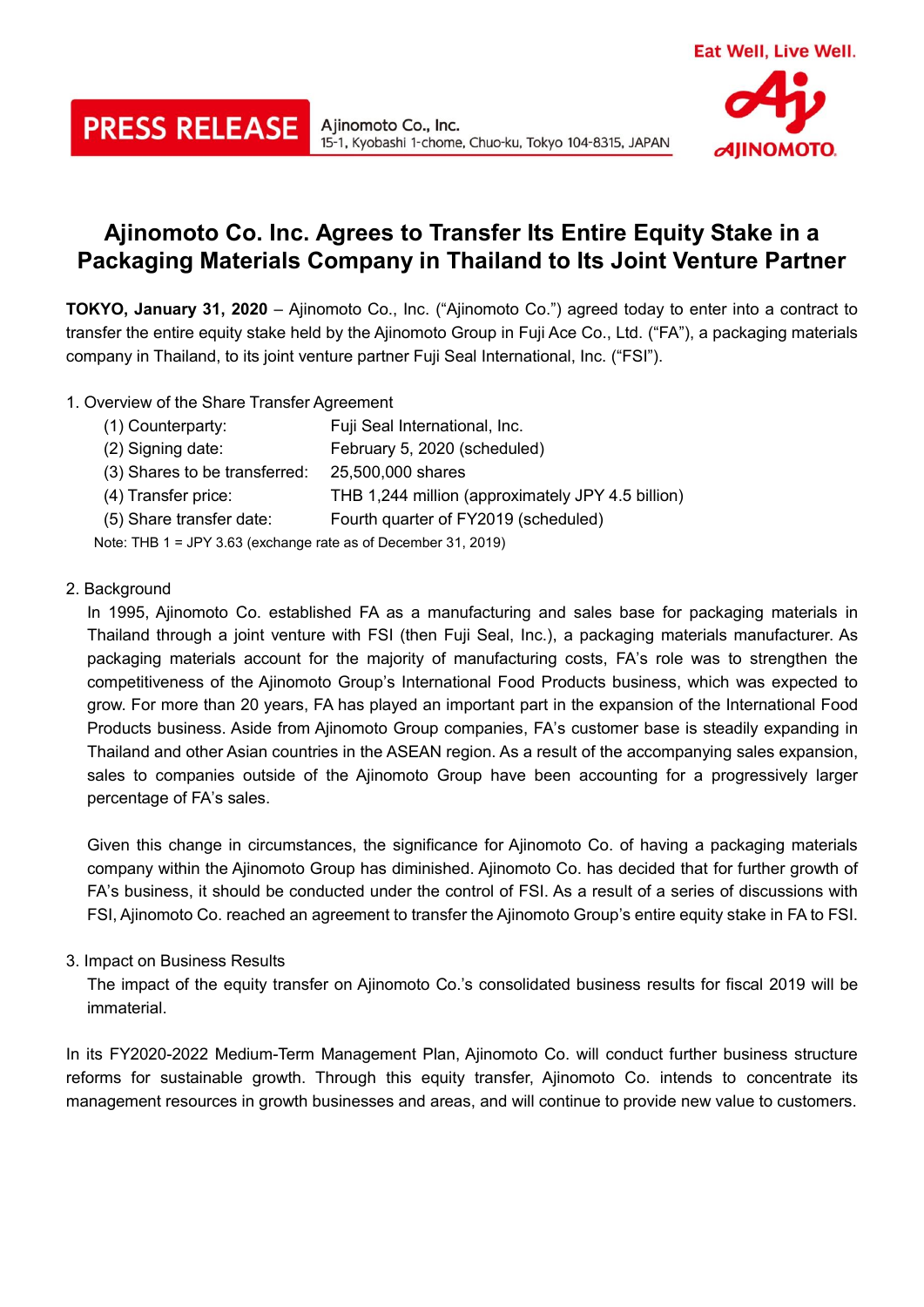PRESS RELEASE

Ajinomoto Co., Inc.
15-1, Kyobashi 1-chome, Chuo-ku, Tokyo 104-8315, JAPAN

Eat Well, Live Well.

AJINOMOTO

# Ajinomoto Co. Inc. Agrees to Transfer Its Entire Equity Stake in a Packaging Materials Company in Thailand to Its Joint Venture Partner

**TOKYO, January 31, 2020** – Ajinomoto Co., Inc. ("Ajinomoto Co.") agreed today to enter into a contract to transfer the entire equity stake held by the Ajinomoto Group in Fuji Ace Co., Ltd. ("FA"), a packaging materials company in Thailand, to its joint venture partner Fuji Seal International, Inc. ("FSI").

1. Overview of the Share Transfer Agreement

| | |
|---|---|
| (1) Counterparty: | Fuji Seal International, Inc. |
| (2) Signing date: | February 5, 2020 (scheduled) |
| (3) Shares to be transferred: | 25,500,000 shares |
| (4) Transfer price: | THB 1,244 million (approximately JPY 4.5 billion) |
| (5) Share transfer date: | Fourth quarter of FY2019 (scheduled) |

Note: THB 1 = JPY 3.63 (exchange rate as of December 31, 2019)

2. Background

In 1995, Ajinomoto Co. established FA as a manufacturing and sales base for packaging materials in Thailand through a joint venture with FSI (then Fuji Seal, Inc.), a packaging materials manufacturer. As packaging materials account for the majority of manufacturing costs, FA's role was to strengthen the competitiveness of the Ajinomoto Group's International Food Products business, which was expected to grow. For more than 20 years, FA has played an important part in the expansion of the International Food Products business. Aside from Ajinomoto Group companies, FA's customer base is steadily expanding in Thailand and other Asian countries in the ASEAN region. As a result of the accompanying sales expansion, sales to companies outside of the Ajinomoto Group have been accounting for a progressively larger percentage of FA's sales.

Given this change in circumstances, the significance for Ajinomoto Co. of having a packaging materials company within the Ajinomoto Group has diminished. Ajinomoto Co. has decided that for further growth of FA's business, it should be conducted under the control of FSI. As a result of a series of discussions with FSI, Ajinomoto Co. reached an agreement to transfer the Ajinomoto Group's entire equity stake in FA to FSI.

3. Impact on Business Results

The impact of the equity transfer on Ajinomoto Co.'s consolidated business results for fiscal 2019 will be immaterial.

In its FY2020-2022 Medium-Term Management Plan, Ajinomoto Co. will conduct further business structure reforms for sustainable growth. Through this equity transfer, Ajinomoto Co. intends to concentrate its management resources in growth businesses and areas, and will continue to provide new value to customers.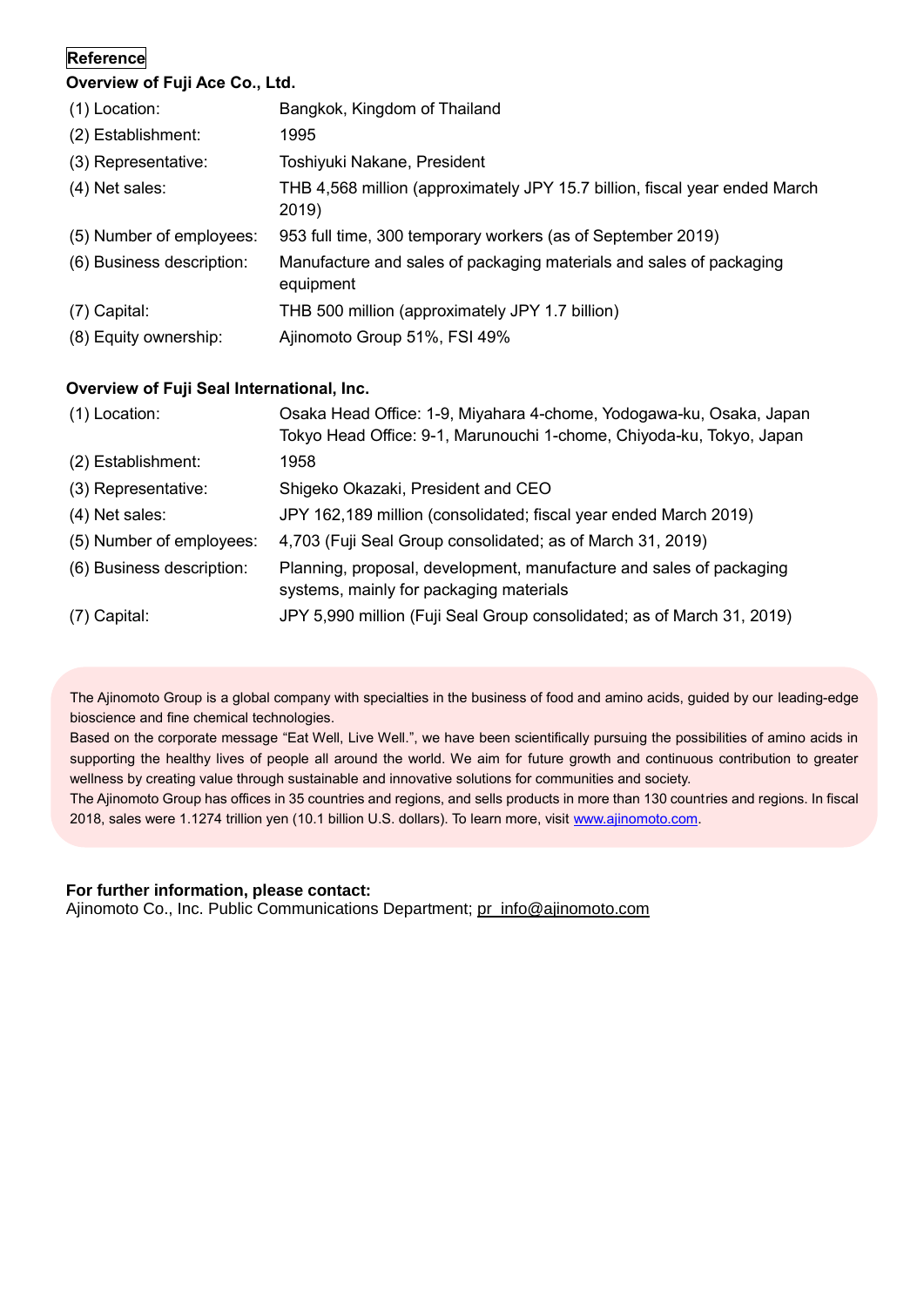**Reference**

**Overview of Fuji Ace Co., Ltd.**

| | |
|---|---|
| (1) Location: | Bangkok, Kingdom of Thailand |
| (2) Establishment: | 1995 |
| (3) Representative: | Toshiyuki Nakane, President |
| (4) Net sales: | THB 4,568 million (approximately JPY 15.7 billion, fiscal year ended March 2019) |
| (5) Number of employees: | 953 full time, 300 temporary workers (as of September 2019) |
| (6) Business description: | Manufacture and sales of packaging materials and sales of packaging equipment |
| (7) Capital: | THB 500 million (approximately JPY 1.7 billion) |
| (8) Equity ownership: | Ajinomoto Group 51%, FSI 49% |

**Overview of Fuji Seal International, Inc.**

| | |
|---|---|
| (1) Location: | Osaka Head Office: 1-9, Miyahara 4-chome, Yodogawa-ku, Osaka, Japan<br>Tokyo Head Office: 9-1, Marunouchi 1-chome, Chiyoda-ku, Tokyo, Japan |
| (2) Establishment: | 1958 |
| (3) Representative: | Shigeko Okazaki, President and CEO |
| (4) Net sales: | JPY 162,189 million (consolidated; fiscal year ended March 2019) |
| (5) Number of employees: | 4,703 (Fuji Seal Group consolidated; as of March 31, 2019) |
| (6) Business description: | Planning, proposal, development, manufacture and sales of packaging systems, mainly for packaging materials |
| (7) Capital: | JPY 5,990 million (Fuji Seal Group consolidated; as of March 31, 2019) |

The Ajinomoto Group is a global company with specialties in the business of food and amino acids, guided by our leading-edge bioscience and fine chemical technologies.
Based on the corporate message "Eat Well, Live Well.", we have been scientifically pursuing the possibilities of amino acids in supporting the healthy lives of people all around the world. We aim for future growth and continuous contribution to greater wellness by creating value through sustainable and innovative solutions for communities and society.
The Ajinomoto Group has offices in 35 countries and regions, and sells products in more than 130 countries and regions. In fiscal 2018, sales were 1.1274 trillion yen (10.1 billion U.S. dollars). To learn more, visit www.ajinomoto.com.

**For further information, please contact:**
Ajinomoto Co., Inc. Public Communications Department; pr_info@ajinomoto.com